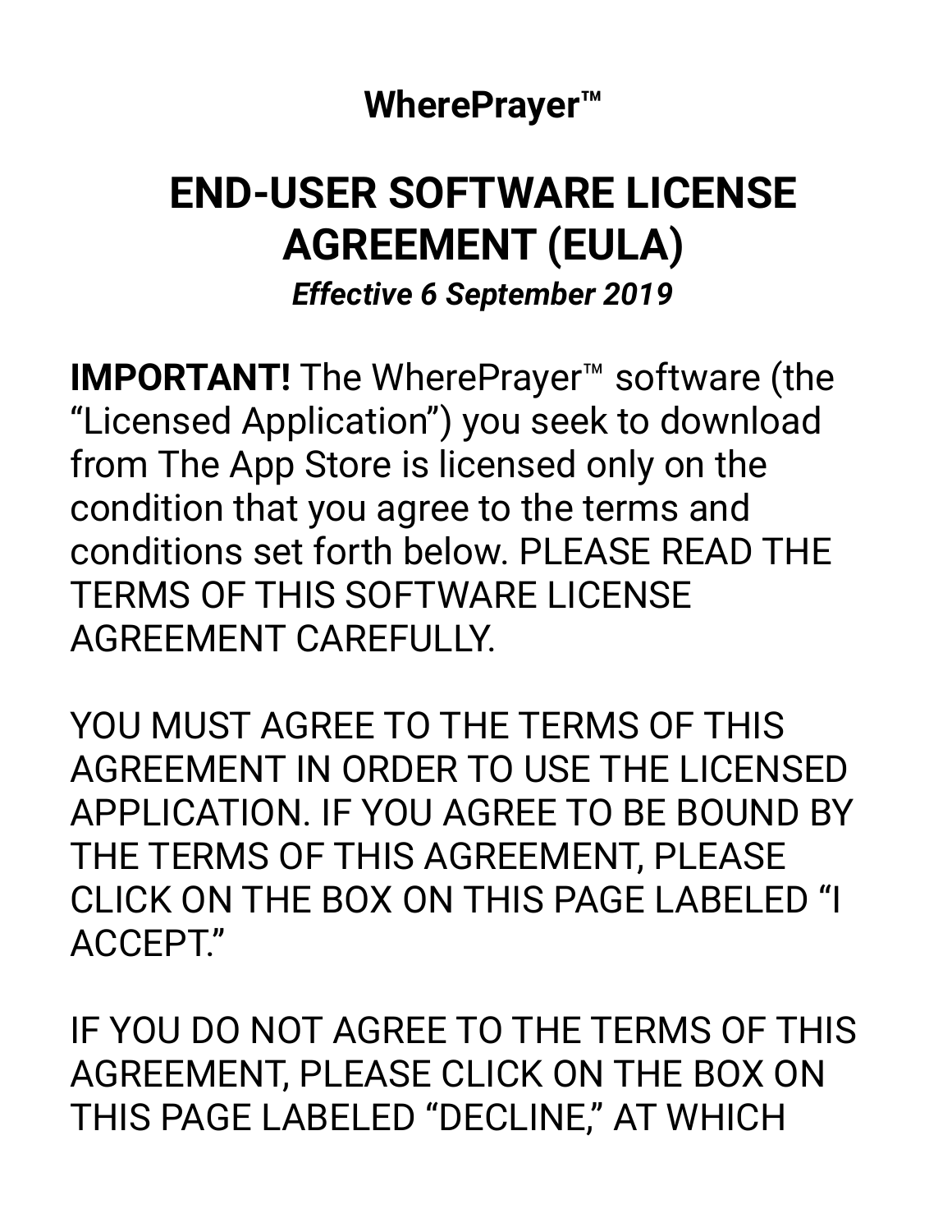**WherePrayer™**

# END-USER SOFTWARE LICENSE AGREEMENT (EULA)

***Effective 6 September 2019***

**IMPORTANT!** The WherePrayer™ software (the "Licensed Application") you seek to download from The App Store is licensed only on the condition that you agree to the terms and conditions set forth below. PLEASE READ THE TERMS OF THIS SOFTWARE LICENSE AGREEMENT CAREFULLY.

YOU MUST AGREE TO THE TERMS OF THIS AGREEMENT IN ORDER TO USE THE LICENSED APPLICATION. IF YOU AGREE TO BE BOUND BY THE TERMS OF THIS AGREEMENT, PLEASE CLICK ON THE BOX ON THIS PAGE LABELED "I ACCEPT."

IF YOU DO NOT AGREE TO THE TERMS OF THIS AGREEMENT, PLEASE CLICK ON THE BOX ON THIS PAGE LABELED "DECLINE," AT WHICH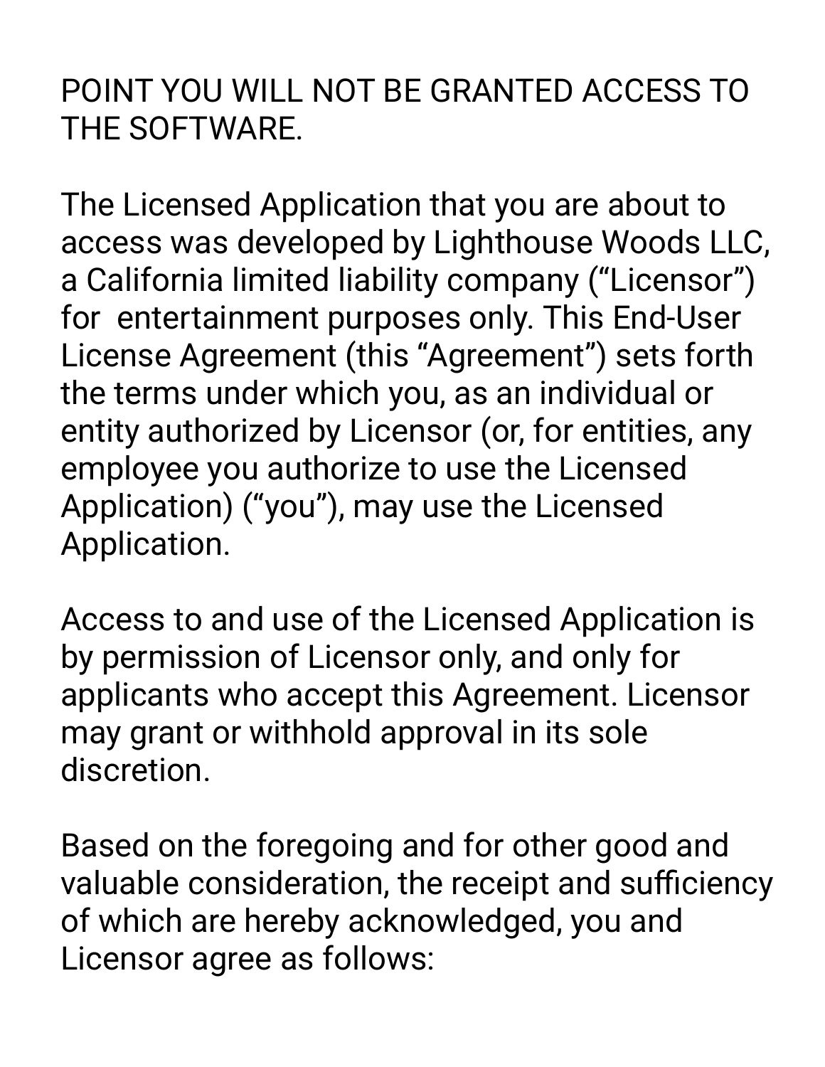POINT YOU WILL NOT BE GRANTED ACCESS TO THE SOFTWARE.

The Licensed Application that you are about to access was developed by Lighthouse Woods LLC, a California limited liability company (“Licensor”) for entertainment purposes only. This End-User License Agreement (this “Agreement”) sets forth the terms under which you, as an individual or entity authorized by Licensor (or, for entities, any employee you authorize to use the Licensed Application) (“you”), may use the Licensed Application.

Access to and use of the Licensed Application is by permission of Licensor only, and only for applicants who accept this Agreement. Licensor may grant or withhold approval in its sole discretion.

Based on the foregoing and for other good and valuable consideration, the receipt and sufficiency of which are hereby acknowledged, you and Licensor agree as follows: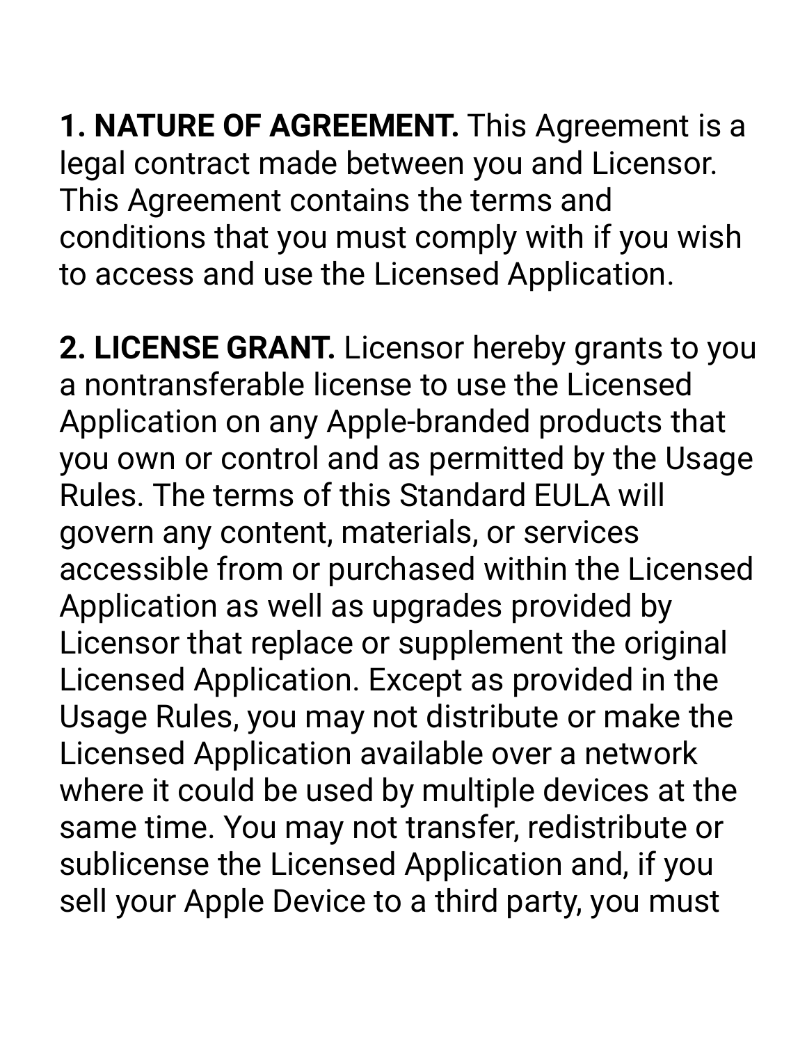**1. NATURE OF AGREEMENT.** This Agreement is a legal contract made between you and Licensor. This Agreement contains the terms and conditions that you must comply with if you wish to access and use the Licensed Application.

**2. LICENSE GRANT.** Licensor hereby grants to you a nontransferable license to use the Licensed Application on any Apple-branded products that you own or control and as permitted by the Usage Rules. The terms of this Standard EULA will govern any content, materials, or services accessible from or purchased within the Licensed Application as well as upgrades provided by Licensor that replace or supplement the original Licensed Application. Except as provided in the Usage Rules, you may not distribute or make the Licensed Application available over a network where it could be used by multiple devices at the same time. You may not transfer, redistribute or sublicense the Licensed Application and, if you sell your Apple Device to a third party, you must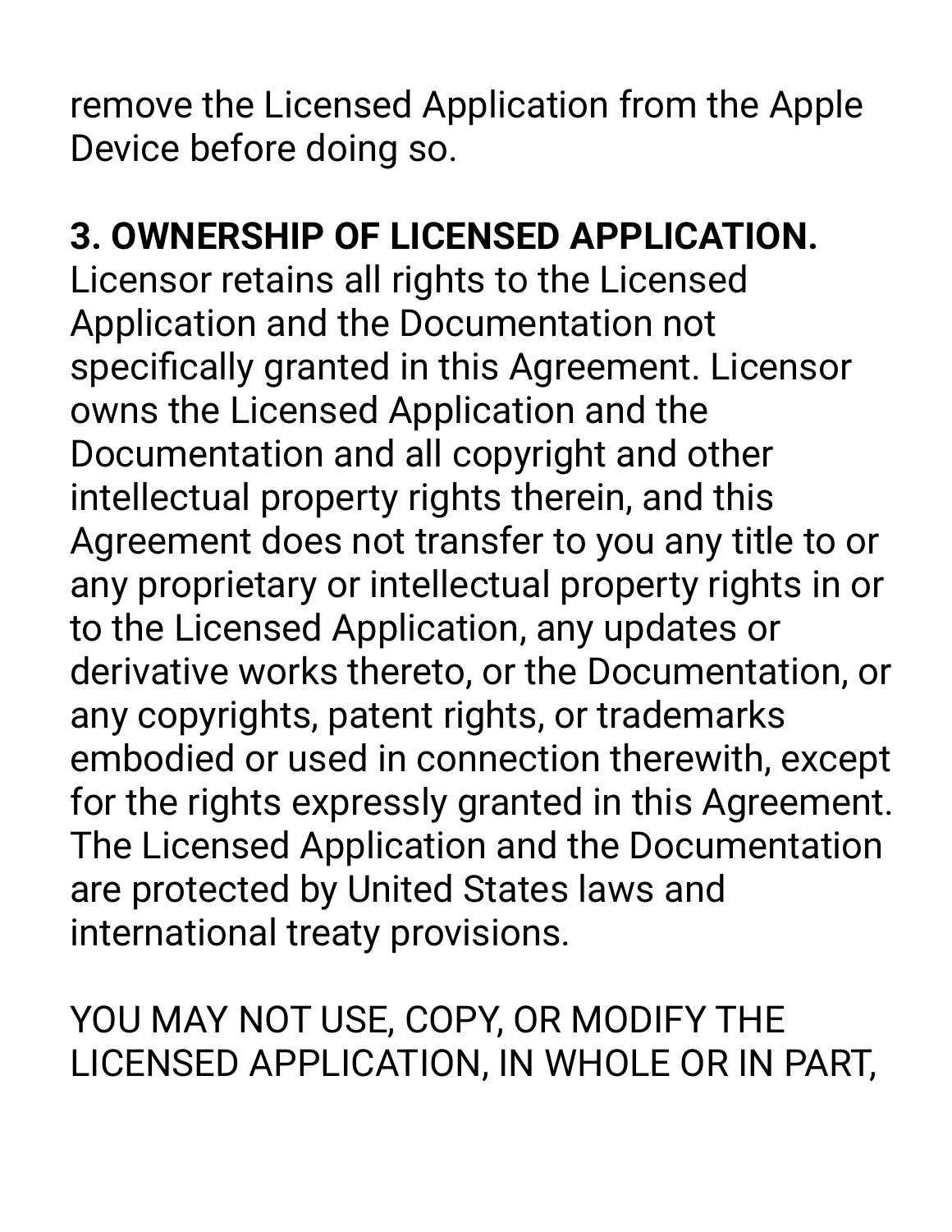remove the Licensed Application from the Apple Device before doing so.

**3. OWNERSHIP OF LICENSED APPLICATION.** Licensor retains all rights to the Licensed Application and the Documentation not specifically granted in this Agreement. Licensor owns the Licensed Application and the Documentation and all copyright and other intellectual property rights therein, and this Agreement does not transfer to you any title to or any proprietary or intellectual property rights in or to the Licensed Application, any updates or derivative works thereto, or the Documentation, or any copyrights, patent rights, or trademarks embodied or used in connection therewith, except for the rights expressly granted in this Agreement. The Licensed Application and the Documentation are protected by United States laws and international treaty provisions.

YOU MAY NOT USE, COPY, OR MODIFY THE LICENSED APPLICATION, IN WHOLE OR IN PART,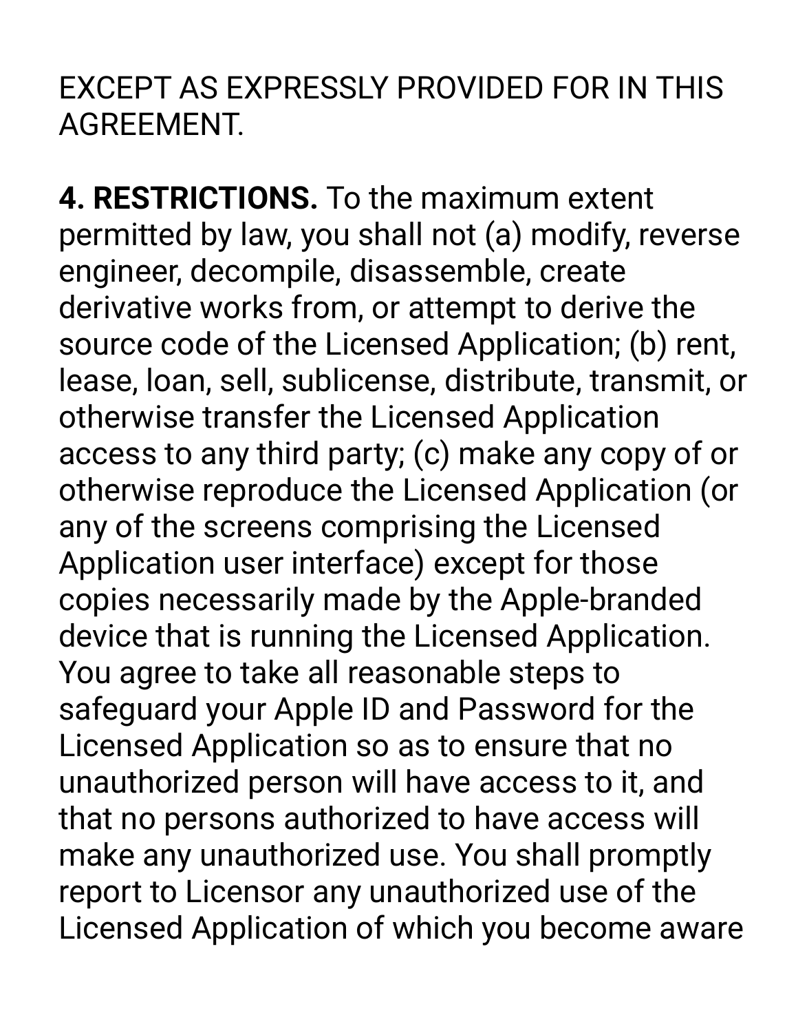EXCEPT AS EXPRESSLY PROVIDED FOR IN THIS AGREEMENT.

**4. RESTRICTIONS.** To the maximum extent permitted by law, you shall not (a) modify, reverse engineer, decompile, disassemble, create derivative works from, or attempt to derive the source code of the Licensed Application; (b) rent, lease, loan, sell, sublicense, distribute, transmit, or otherwise transfer the Licensed Application access to any third party; (c) make any copy of or otherwise reproduce the Licensed Application (or any of the screens comprising the Licensed Application user interface) except for those copies necessarily made by the Apple-branded device that is running the Licensed Application. You agree to take all reasonable steps to safeguard your Apple ID and Password for the Licensed Application so as to ensure that no unauthorized person will have access to it, and that no persons authorized to have access will make any unauthorized use. You shall promptly report to Licensor any unauthorized use of the Licensed Application of which you become aware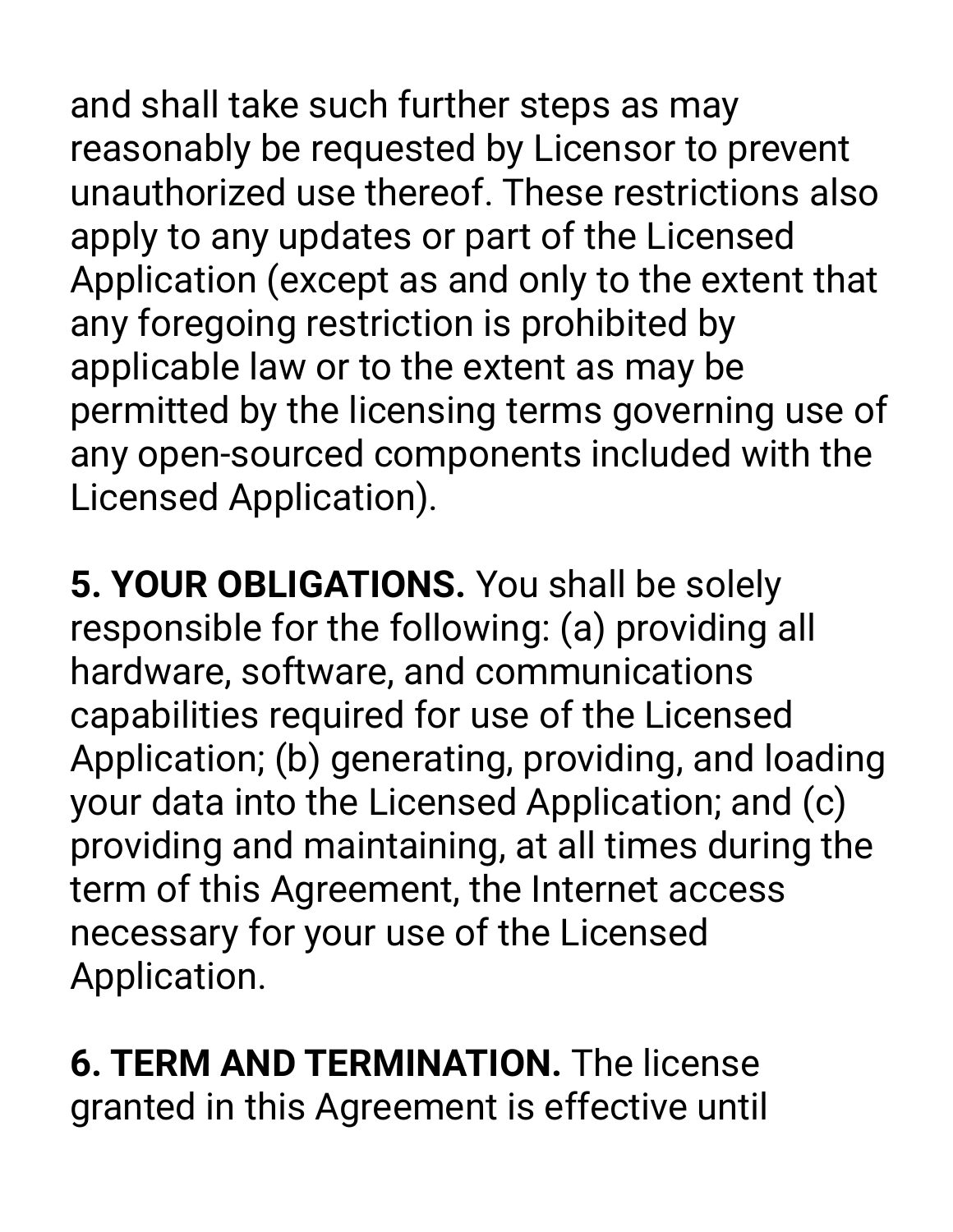and shall take such further steps as may reasonably be requested by Licensor to prevent unauthorized use thereof. These restrictions also apply to any updates or part of the Licensed Application (except as and only to the extent that any foregoing restriction is prohibited by applicable law or to the extent as may be permitted by the licensing terms governing use of any open-sourced components included with the Licensed Application).

**5. YOUR OBLIGATIONS.** You shall be solely responsible for the following: (a) providing all hardware, software, and communications capabilities required for use of the Licensed Application; (b) generating, providing, and loading your data into the Licensed Application; and (c) providing and maintaining, at all times during the term of this Agreement, the Internet access necessary for your use of the Licensed Application.

**6. TERM AND TERMINATION.** The license granted in this Agreement is effective until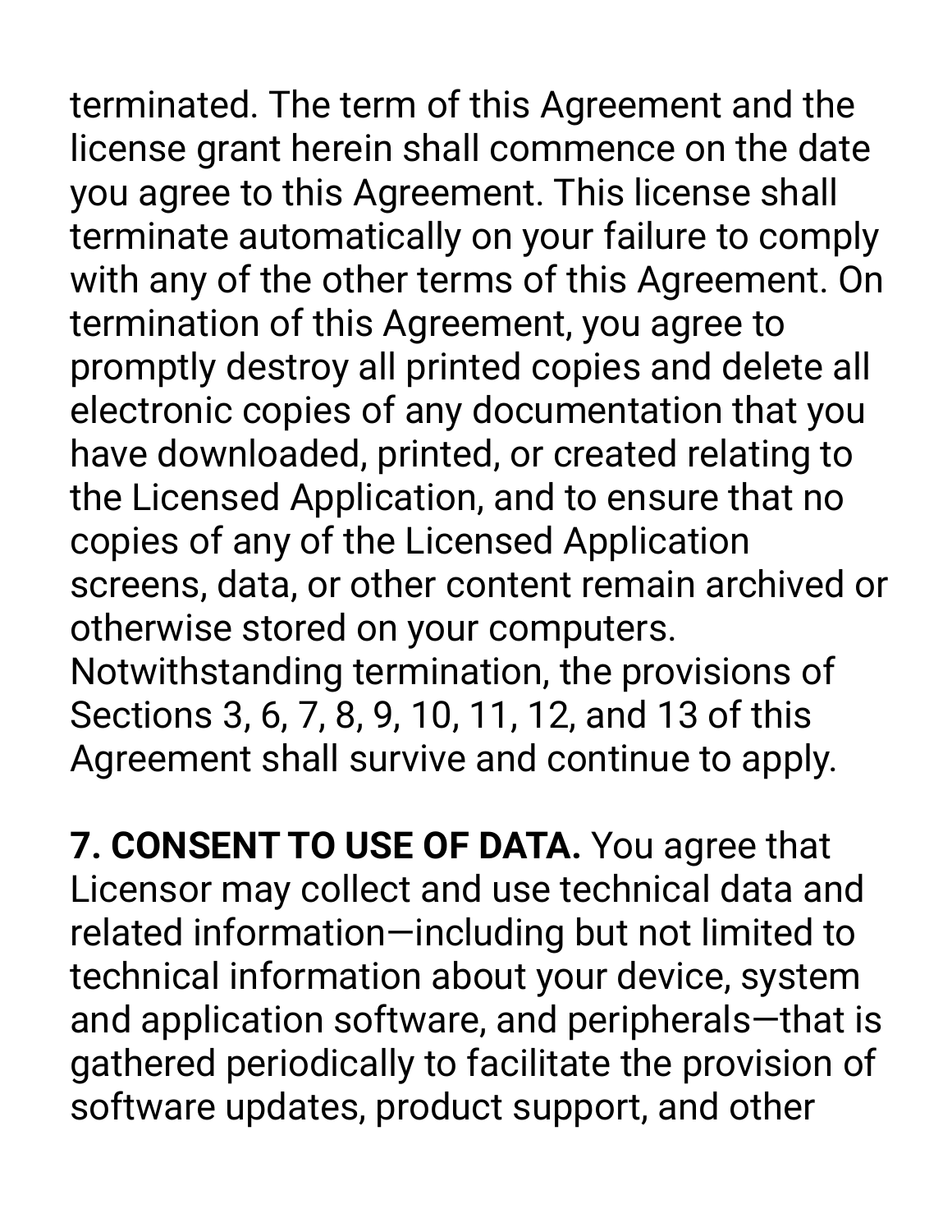terminated. The term of this Agreement and the license grant herein shall commence on the date you agree to this Agreement. This license shall terminate automatically on your failure to comply with any of the other terms of this Agreement. On termination of this Agreement, you agree to promptly destroy all printed copies and delete all electronic copies of any documentation that you have downloaded, printed, or created relating to the Licensed Application, and to ensure that no copies of any of the Licensed Application screens, data, or other content remain archived or otherwise stored on your computers. Notwithstanding termination, the provisions of Sections 3, 6, 7, 8, 9, 10, 11, 12, and 13 of this Agreement shall survive and continue to apply.

**7. CONSENT TO USE OF DATA.** You agree that Licensor may collect and use technical data and related information—including but not limited to technical information about your device, system and application software, and peripherals—that is gathered periodically to facilitate the provision of software updates, product support, and other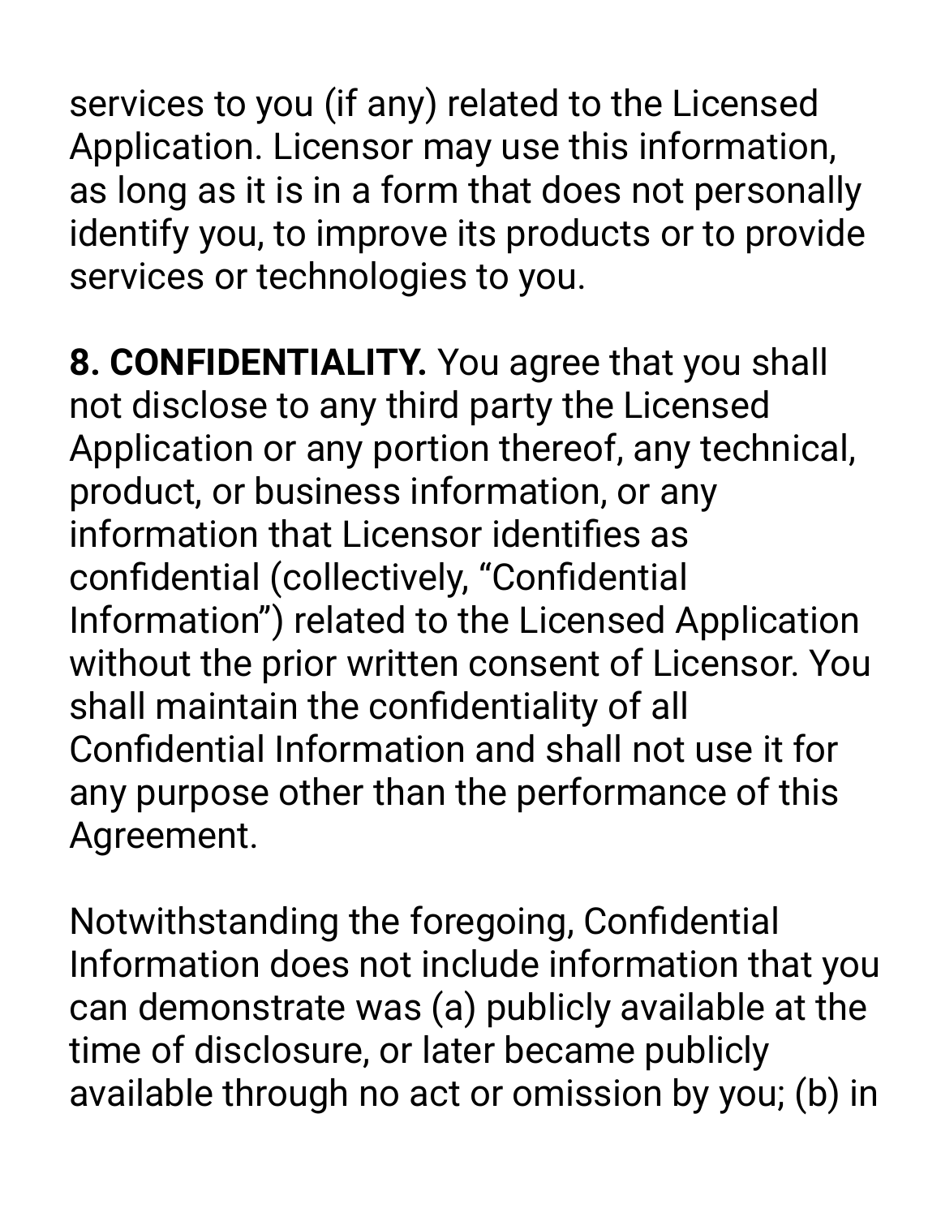services to you (if any) related to the Licensed Application. Licensor may use this information, as long as it is in a form that does not personally identify you, to improve its products or to provide services or technologies to you.

**8. CONFIDENTIALITY.** You agree that you shall not disclose to any third party the Licensed Application or any portion thereof, any technical, product, or business information, or any information that Licensor identifies as confidential (collectively, “Confidential Information”) related to the Licensed Application without the prior written consent of Licensor. You shall maintain the confidentiality of all Confidential Information and shall not use it for any purpose other than the performance of this Agreement.

Notwithstanding the foregoing, Confidential Information does not include information that you can demonstrate was (a) publicly available at the time of disclosure, or later became publicly available through no act or omission by you; (b) in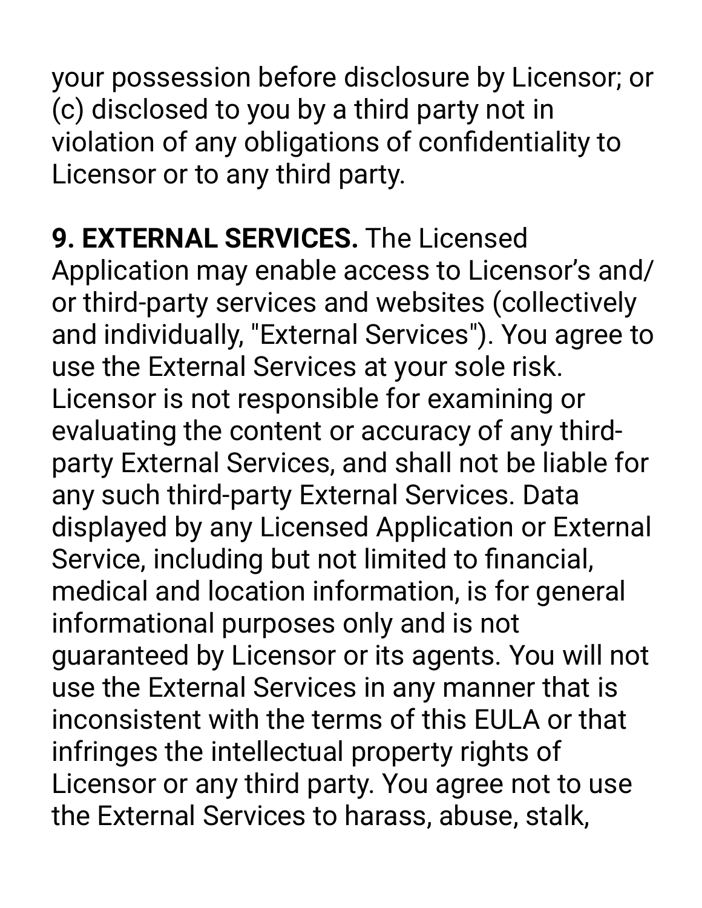your possession before disclosure by Licensor; or (c) disclosed to you by a third party not in violation of any obligations of confidentiality to Licensor or to any third party.

**9. EXTERNAL SERVICES.** The Licensed Application may enable access to Licensor’s and/or third-party services and websites (collectively and individually, "External Services"). You agree to use the External Services at your sole risk. Licensor is not responsible for examining or evaluating the content or accuracy of any third-party External Services, and shall not be liable for any such third-party External Services. Data displayed by any Licensed Application or External Service, including but not limited to financial, medical and location information, is for general informational purposes only and is not guaranteed by Licensor or its agents. You will not use the External Services in any manner that is inconsistent with the terms of this EULA or that infringes the intellectual property rights of Licensor or any third party. You agree not to use the External Services to harass, abuse, stalk,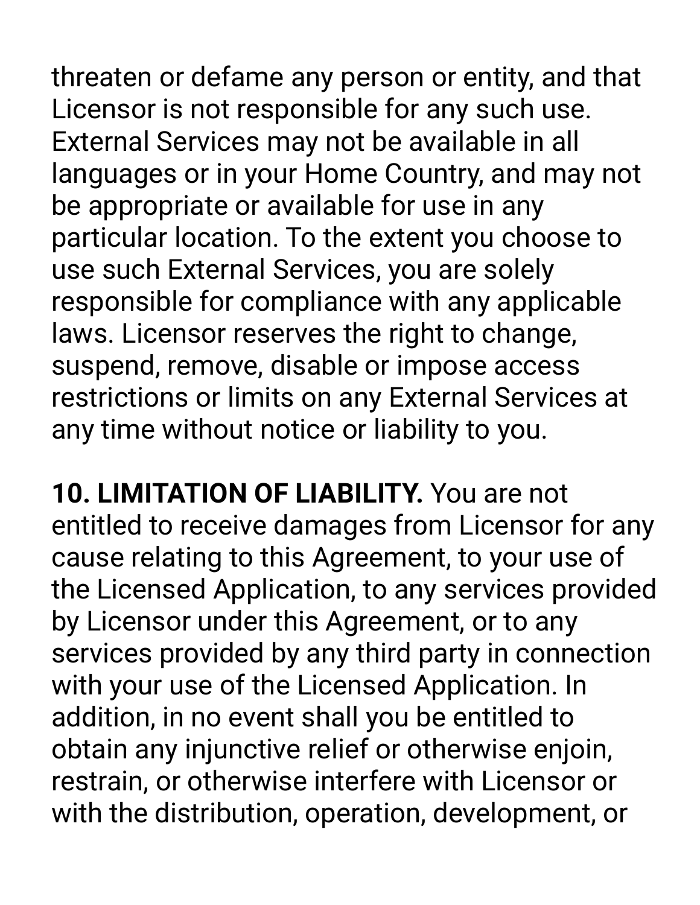threaten or defame any person or entity, and that Licensor is not responsible for any such use. External Services may not be available in all languages or in your Home Country, and may not be appropriate or available for use in any particular location. To the extent you choose to use such External Services, you are solely responsible for compliance with any applicable laws. Licensor reserves the right to change, suspend, remove, disable or impose access restrictions or limits on any External Services at any time without notice or liability to you.

**10. LIMITATION OF LIABILITY.** You are not entitled to receive damages from Licensor for any cause relating to this Agreement, to your use of the Licensed Application, to any services provided by Licensor under this Agreement, or to any services provided by any third party in connection with your use of the Licensed Application. In addition, in no event shall you be entitled to obtain any injunctive relief or otherwise enjoin, restrain, or otherwise interfere with Licensor or with the distribution, operation, development, or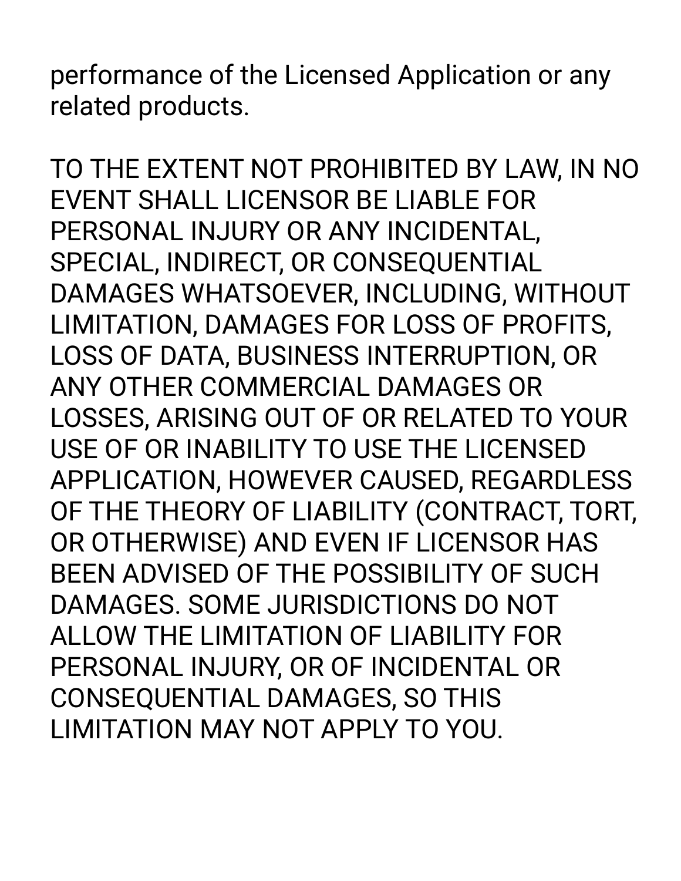performance of the Licensed Application or any related products.

TO THE EXTENT NOT PROHIBITED BY LAW, IN NO EVENT SHALL LICENSOR BE LIABLE FOR PERSONAL INJURY OR ANY INCIDENTAL, SPECIAL, INDIRECT, OR CONSEQUENTIAL DAMAGES WHATSOEVER, INCLUDING, WITHOUT LIMITATION, DAMAGES FOR LOSS OF PROFITS, LOSS OF DATA, BUSINESS INTERRUPTION, OR ANY OTHER COMMERCIAL DAMAGES OR LOSSES, ARISING OUT OF OR RELATED TO YOUR USE OF OR INABILITY TO USE THE LICENSED APPLICATION, HOWEVER CAUSED, REGARDLESS OF THE THEORY OF LIABILITY (CONTRACT, TORT, OR OTHERWISE) AND EVEN IF LICENSOR HAS BEEN ADVISED OF THE POSSIBILITY OF SUCH DAMAGES. SOME JURISDICTIONS DO NOT ALLOW THE LIMITATION OF LIABILITY FOR PERSONAL INJURY, OR OF INCIDENTAL OR CONSEQUENTIAL DAMAGES, SO THIS LIMITATION MAY NOT APPLY TO YOU.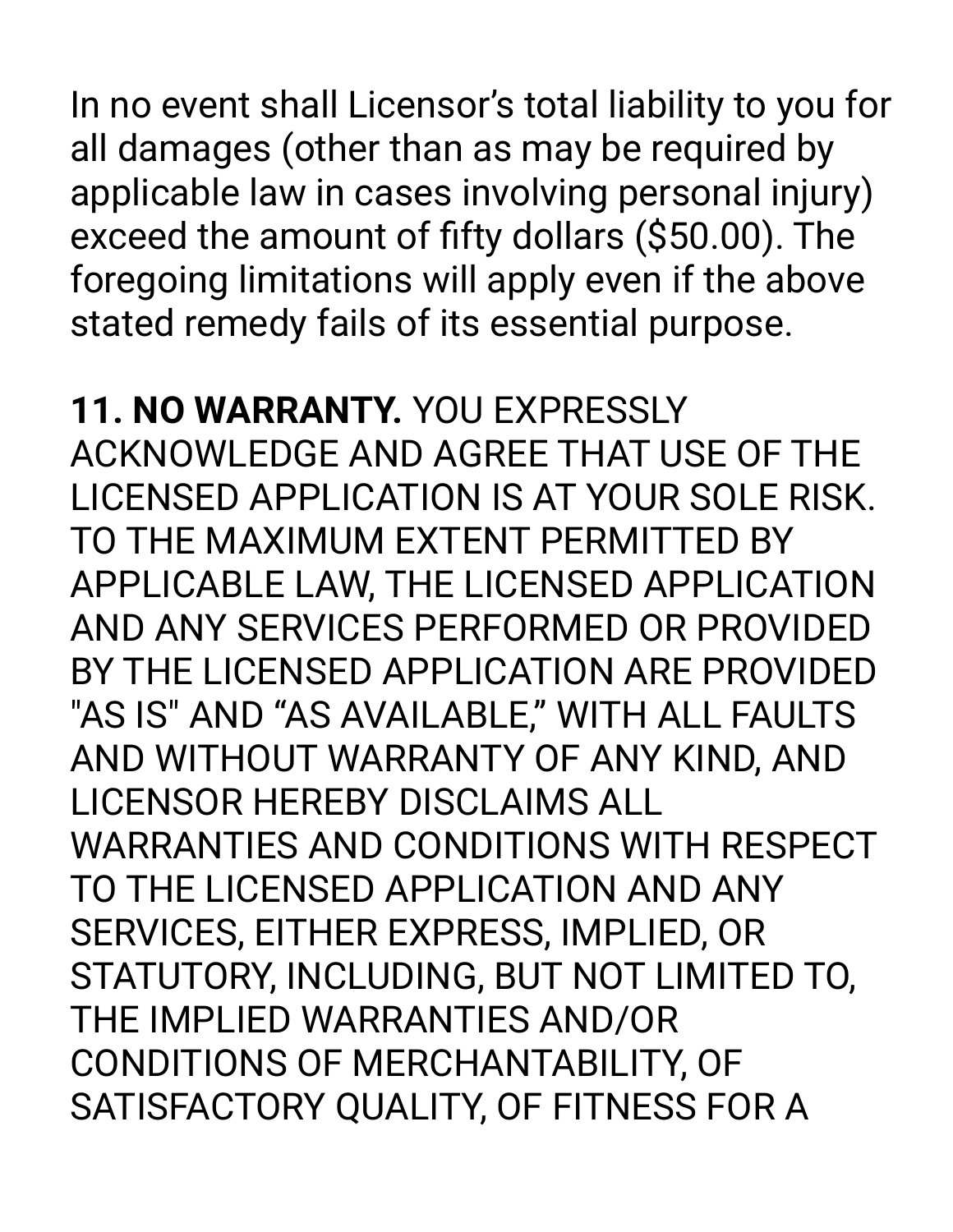In no event shall Licensor’s total liability to you for all damages (other than as may be required by applicable law in cases involving personal injury) exceed the amount of fifty dollars ($50.00). The foregoing limitations will apply even if the above stated remedy fails of its essential purpose.

**11. NO WARRANTY.** YOU EXPRESSLY ACKNOWLEDGE AND AGREE THAT USE OF THE LICENSED APPLICATION IS AT YOUR SOLE RISK. TO THE MAXIMUM EXTENT PERMITTED BY APPLICABLE LAW, THE LICENSED APPLICATION AND ANY SERVICES PERFORMED OR PROVIDED BY THE LICENSED APPLICATION ARE PROVIDED "AS IS" AND “AS AVAILABLE,” WITH ALL FAULTS AND WITHOUT WARRANTY OF ANY KIND, AND LICENSOR HEREBY DISCLAIMS ALL WARRANTIES AND CONDITIONS WITH RESPECT TO THE LICENSED APPLICATION AND ANY SERVICES, EITHER EXPRESS, IMPLIED, OR STATUTORY, INCLUDING, BUT NOT LIMITED TO, THE IMPLIED WARRANTIES AND/OR CONDITIONS OF MERCHANTABILITY, OF SATISFACTORY QUALITY, OF FITNESS FOR A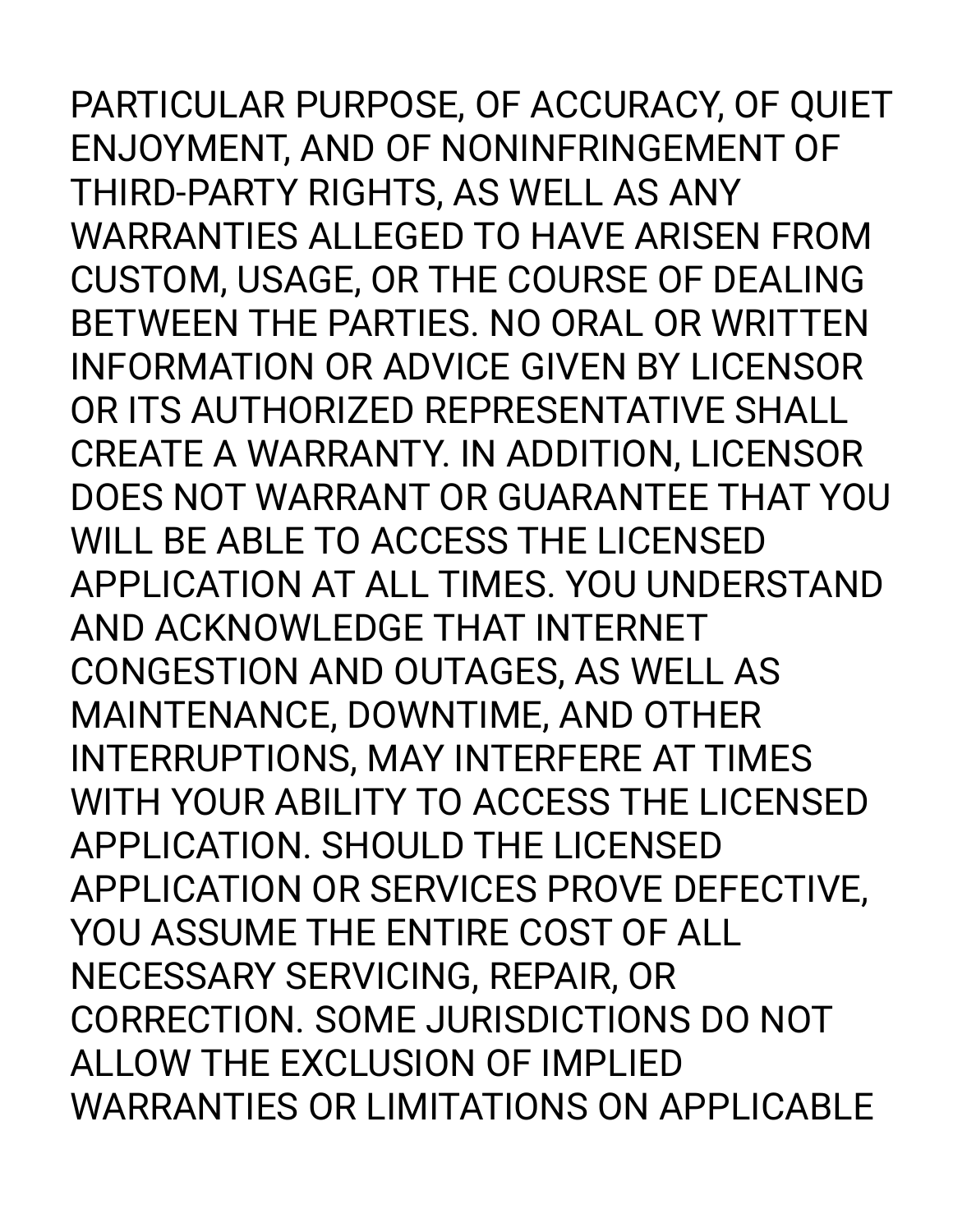PARTICULAR PURPOSE, OF ACCURACY, OF QUIET ENJOYMENT, AND OF NONINFRINGEMENT OF THIRD-PARTY RIGHTS, AS WELL AS ANY WARRANTIES ALLEGED TO HAVE ARISEN FROM CUSTOM, USAGE, OR THE COURSE OF DEALING BETWEEN THE PARTIES. NO ORAL OR WRITTEN INFORMATION OR ADVICE GIVEN BY LICENSOR OR ITS AUTHORIZED REPRESENTATIVE SHALL CREATE A WARRANTY. IN ADDITION, LICENSOR DOES NOT WARRANT OR GUARANTEE THAT YOU WILL BE ABLE TO ACCESS THE LICENSED APPLICATION AT ALL TIMES. YOU UNDERSTAND AND ACKNOWLEDGE THAT INTERNET CONGESTION AND OUTAGES, AS WELL AS MAINTENANCE, DOWNTIME, AND OTHER INTERRUPTIONS, MAY INTERFERE AT TIMES WITH YOUR ABILITY TO ACCESS THE LICENSED APPLICATION. SHOULD THE LICENSED APPLICATION OR SERVICES PROVE DEFECTIVE, YOU ASSUME THE ENTIRE COST OF ALL NECESSARY SERVICING, REPAIR, OR CORRECTION. SOME JURISDICTIONS DO NOT ALLOW THE EXCLUSION OF IMPLIED WARRANTIES OR LIMITATIONS ON APPLICABLE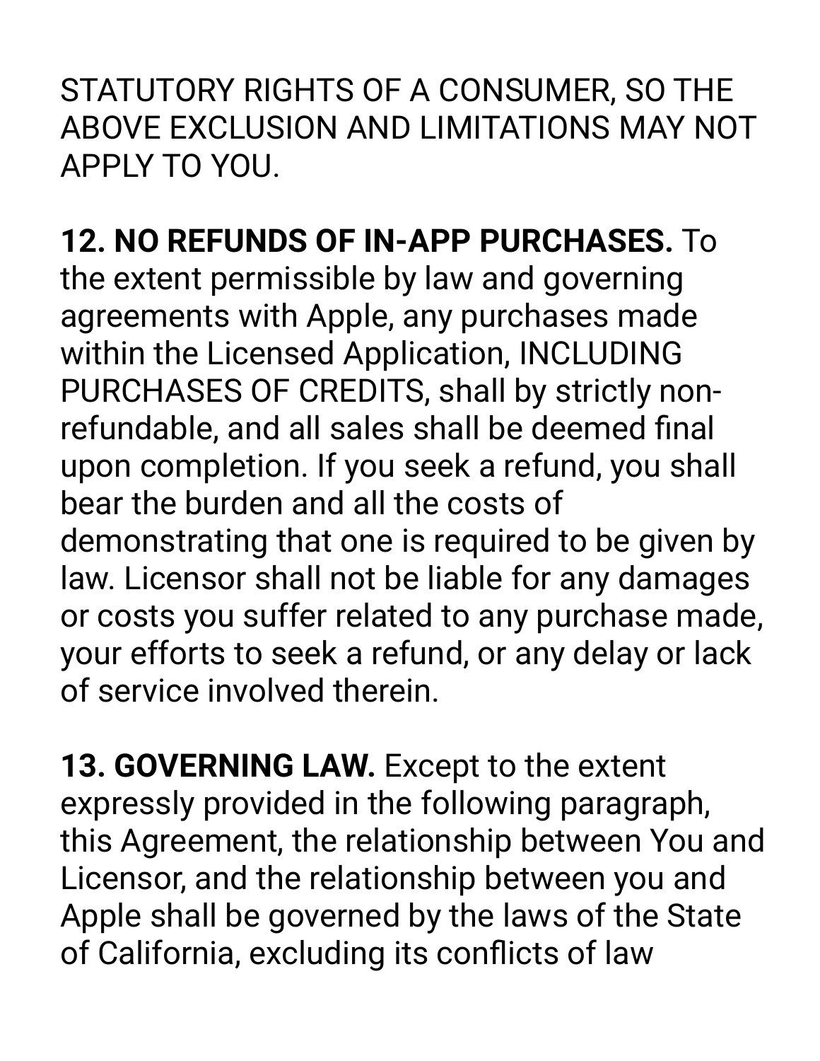STATUTORY RIGHTS OF A CONSUMER, SO THE ABOVE EXCLUSION AND LIMITATIONS MAY NOT APPLY TO YOU.

**12. NO REFUNDS OF IN-APP PURCHASES.** To the extent permissible by law and governing agreements with Apple, any purchases made within the Licensed Application, INCLUDING PURCHASES OF CREDITS, shall by strictly non-refundable, and all sales shall be deemed final upon completion. If you seek a refund, you shall bear the burden and all the costs of demonstrating that one is required to be given by law. Licensor shall not be liable for any damages or costs you suffer related to any purchase made, your efforts to seek a refund, or any delay or lack of service involved therein.

**13. GOVERNING LAW.** Except to the extent expressly provided in the following paragraph, this Agreement, the relationship between You and Licensor, and the relationship between you and Apple shall be governed by the laws of the State of California, excluding its conflicts of law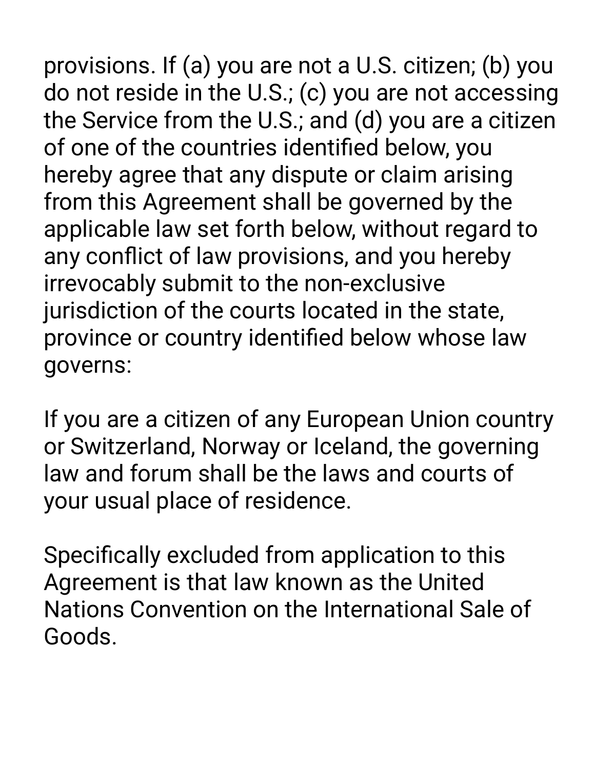provisions. If (a) you are not a U.S. citizen; (b) you do not reside in the U.S.; (c) you are not accessing the Service from the U.S.; and (d) you are a citizen of one of the countries identified below, you hereby agree that any dispute or claim arising from this Agreement shall be governed by the applicable law set forth below, without regard to any conflict of law provisions, and you hereby irrevocably submit to the non-exclusive jurisdiction of the courts located in the state, province or country identified below whose law governs:

If you are a citizen of any European Union country or Switzerland, Norway or Iceland, the governing law and forum shall be the laws and courts of your usual place of residence.

Specifically excluded from application to this Agreement is that law known as the United Nations Convention on the International Sale of Goods.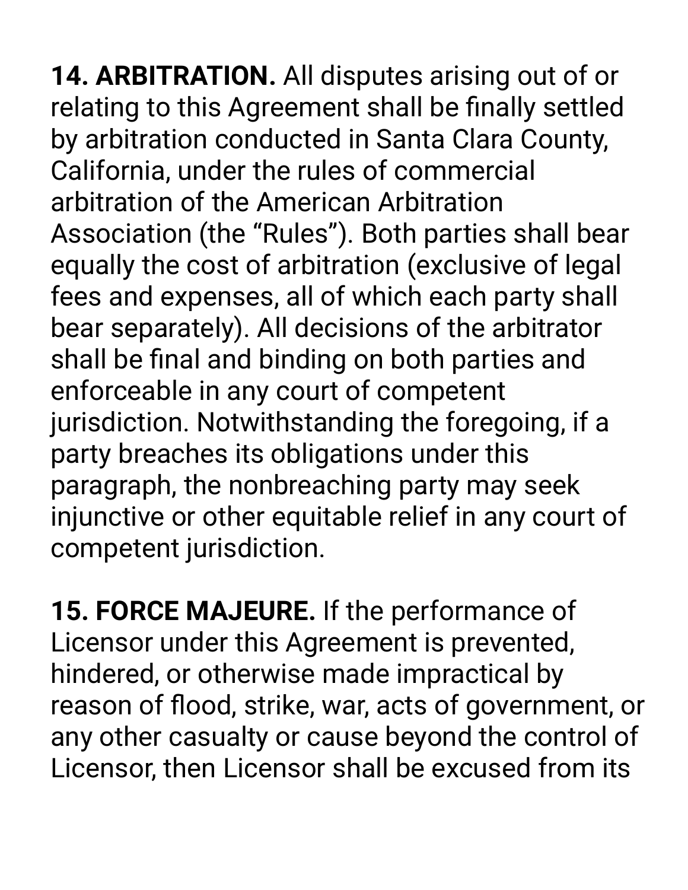**14. ARBITRATION.** All disputes arising out of or relating to this Agreement shall be finally settled by arbitration conducted in Santa Clara County, California, under the rules of commercial arbitration of the American Arbitration Association (the “Rules”). Both parties shall bear equally the cost of arbitration (exclusive of legal fees and expenses, all of which each party shall bear separately). All decisions of the arbitrator shall be final and binding on both parties and enforceable in any court of competent jurisdiction. Notwithstanding the foregoing, if a party breaches its obligations under this paragraph, the nonbreaching party may seek injunctive or other equitable relief in any court of competent jurisdiction.

**15. FORCE MAJEURE.** If the performance of Licensor under this Agreement is prevented, hindered, or otherwise made impractical by reason of flood, strike, war, acts of government, or any other casualty or cause beyond the control of Licensor, then Licensor shall be excused from its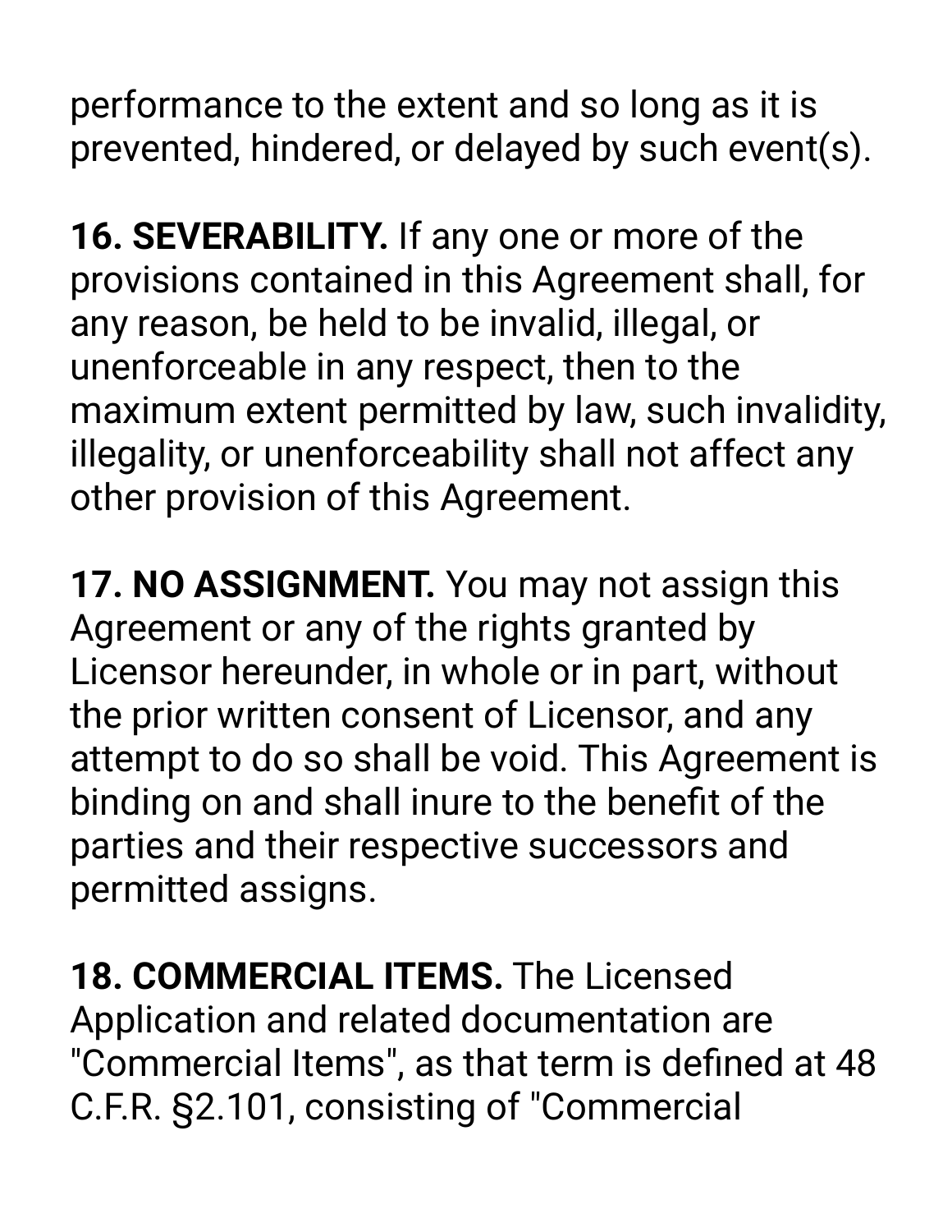performance to the extent and so long as it is prevented, hindered, or delayed by such event(s).

**16. SEVERABILITY.** If any one or more of the provisions contained in this Agreement shall, for any reason, be held to be invalid, illegal, or unenforceable in any respect, then to the maximum extent permitted by law, such invalidity, illegality, or unenforceability shall not affect any other provision of this Agreement.

**17. NO ASSIGNMENT.** You may not assign this Agreement or any of the rights granted by Licensor hereunder, in whole or in part, without the prior written consent of Licensor, and any attempt to do so shall be void. This Agreement is binding on and shall inure to the benefit of the parties and their respective successors and permitted assigns.

**18. COMMERCIAL ITEMS.** The Licensed Application and related documentation are "Commercial Items", as that term is defined at 48 C.F.R. §2.101, consisting of "Commercial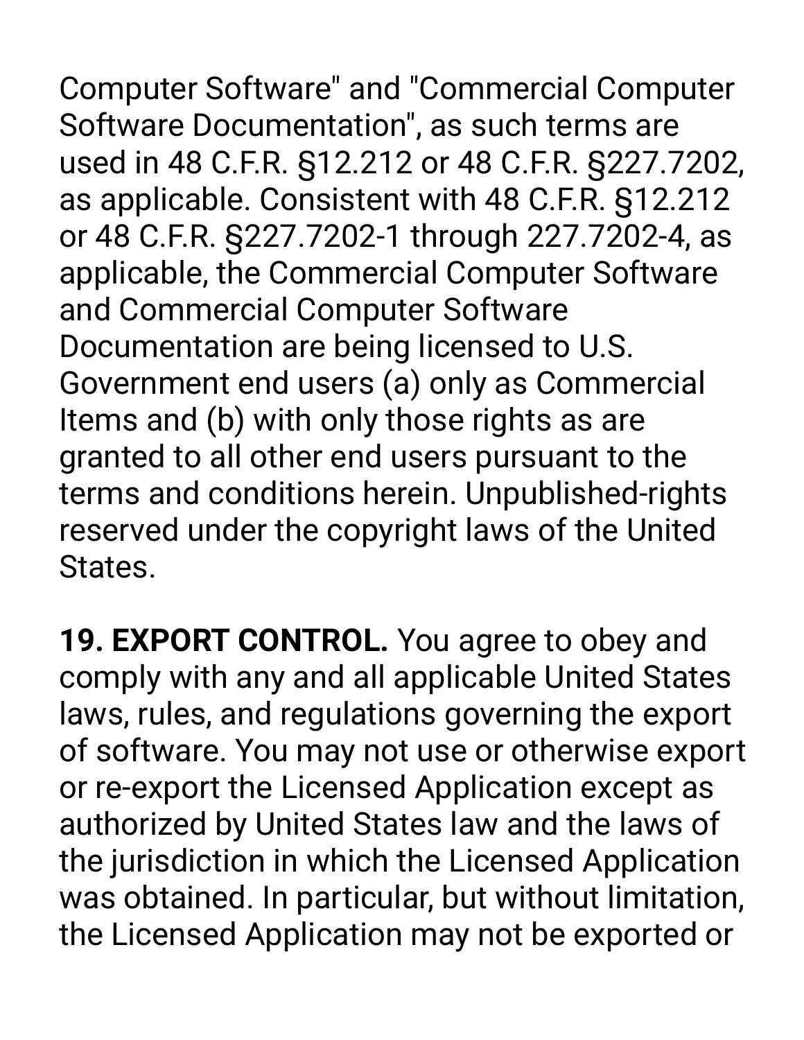Computer Software" and "Commercial Computer Software Documentation", as such terms are used in 48 C.F.R. §12.212 or 48 C.F.R. §227.7202, as applicable. Consistent with 48 C.F.R. §12.212 or 48 C.F.R. §227.7202-1 through 227.7202-4, as applicable, the Commercial Computer Software and Commercial Computer Software Documentation are being licensed to U.S. Government end users (a) only as Commercial Items and (b) with only those rights as are granted to all other end users pursuant to the terms and conditions herein. Unpublished-rights reserved under the copyright laws of the United States.

**19. EXPORT CONTROL.** You agree to obey and comply with any and all applicable United States laws, rules, and regulations governing the export of software. You may not use or otherwise export or re-export the Licensed Application except as authorized by United States law and the laws of the jurisdiction in which the Licensed Application was obtained. In particular, but without limitation, the Licensed Application may not be exported or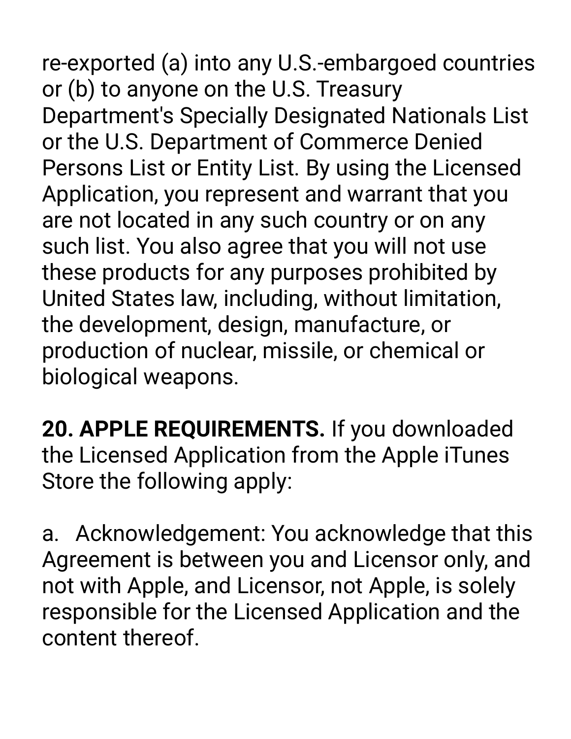re-exported (a) into any U.S.-embargoed countries or (b) to anyone on the U.S. Treasury Department's Specially Designated Nationals List or the U.S. Department of Commerce Denied Persons List or Entity List. By using the Licensed Application, you represent and warrant that you are not located in any such country or on any such list. You also agree that you will not use these products for any purposes prohibited by United States law, including, without limitation, the development, design, manufacture, or production of nuclear, missile, or chemical or biological weapons.

**20. APPLE REQUIREMENTS.** If you downloaded the Licensed Application from the Apple iTunes Store the following apply:

a. Acknowledgement: You acknowledge that this Agreement is between you and Licensor only, and not with Apple, and Licensor, not Apple, is solely responsible for the Licensed Application and the content thereof.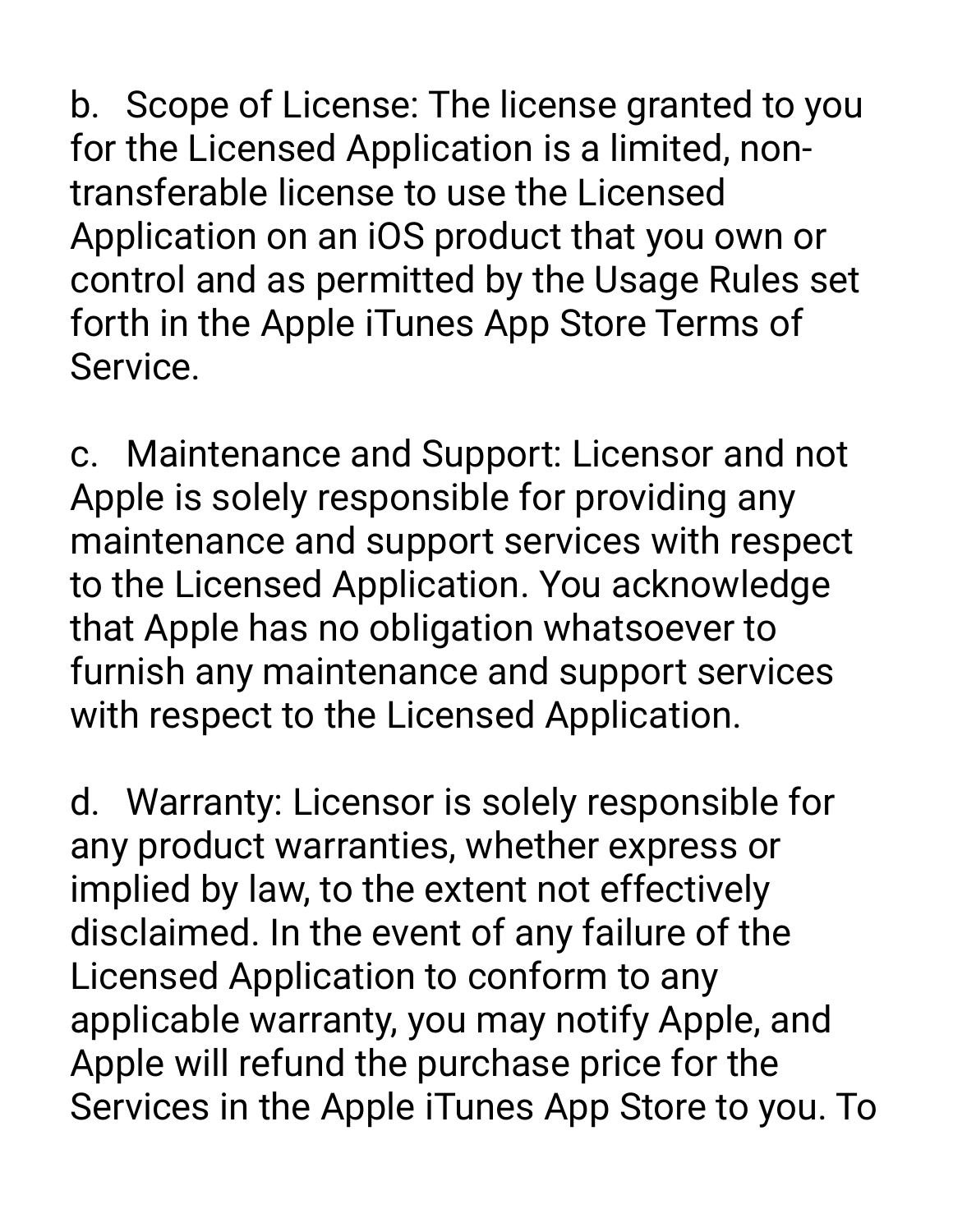b. Scope of License: The license granted to you for the Licensed Application is a limited, non-transferable license to use the Licensed Application on an iOS product that you own or control and as permitted by the Usage Rules set forth in the Apple iTunes App Store Terms of Service.

c. Maintenance and Support: Licensor and not Apple is solely responsible for providing any maintenance and support services with respect to the Licensed Application. You acknowledge that Apple has no obligation whatsoever to furnish any maintenance and support services with respect to the Licensed Application.

d. Warranty: Licensor is solely responsible for any product warranties, whether express or implied by law, to the extent not effectively disclaimed. In the event of any failure of the Licensed Application to conform to any applicable warranty, you may notify Apple, and Apple will refund the purchase price for the Services in the Apple iTunes App Store to you. To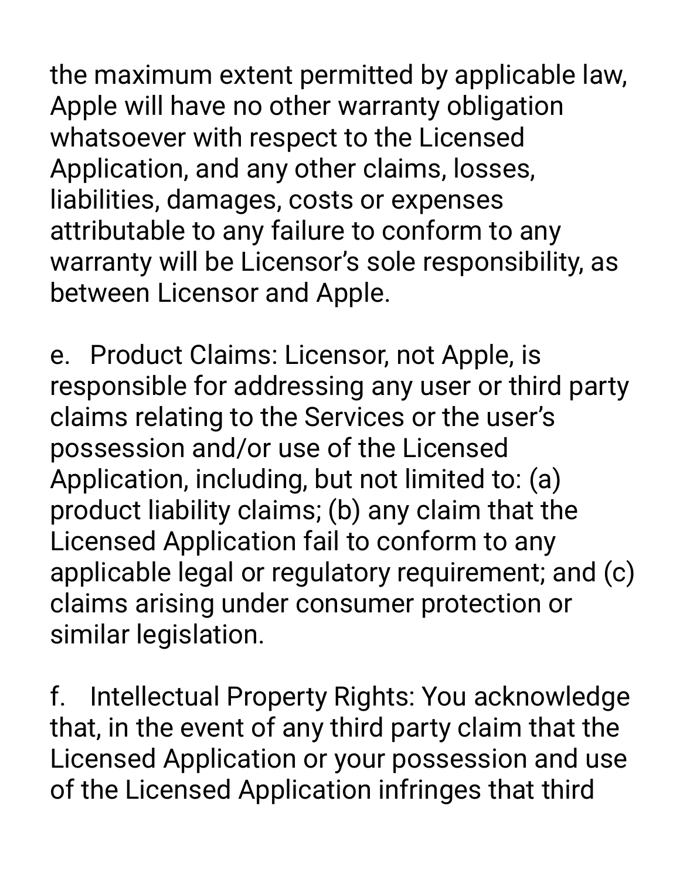the maximum extent permitted by applicable law, Apple will have no other warranty obligation whatsoever with respect to the Licensed Application, and any other claims, losses, liabilities, damages, costs or expenses attributable to any failure to conform to any warranty will be Licensor's sole responsibility, as between Licensor and Apple.

e. Product Claims: Licensor, not Apple, is responsible for addressing any user or third party claims relating to the Services or the user's possession and/or use of the Licensed Application, including, but not limited to: (a) product liability claims; (b) any claim that the Licensed Application fail to conform to any applicable legal or regulatory requirement; and (c) claims arising under consumer protection or similar legislation.

f. Intellectual Property Rights: You acknowledge that, in the event of any third party claim that the Licensed Application or your possession and use of the Licensed Application infringes that third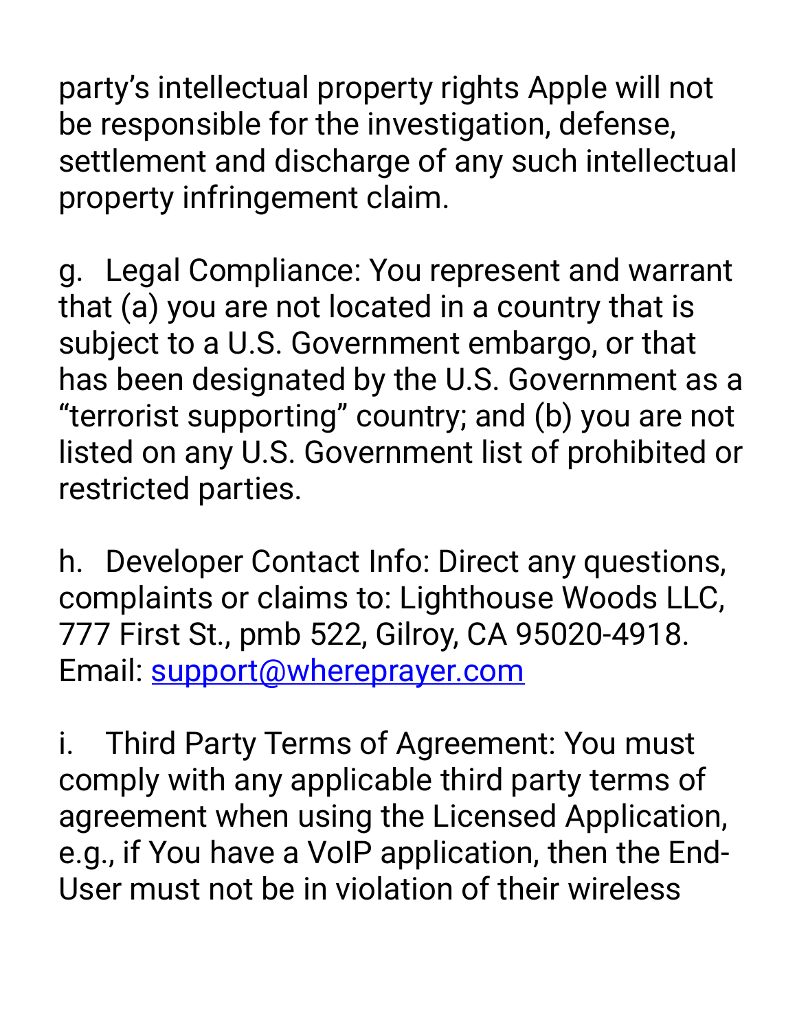party's intellectual property rights Apple will not be responsible for the investigation, defense, settlement and discharge of any such intellectual property infringement claim.

g. Legal Compliance: You represent and warrant that (a) you are not located in a country that is subject to a U.S. Government embargo, or that has been designated by the U.S. Government as a "terrorist supporting" country; and (b) you are not listed on any U.S. Government list of prohibited or restricted parties.

h. Developer Contact Info: Direct any questions, complaints or claims to: Lighthouse Woods LLC, 777 First St., pmb 522, Gilroy, CA 95020-4918. Email: [support@whereprayer.com](mailto:support@whereprayer.com)

i. Third Party Terms of Agreement: You must comply with any applicable third party terms of agreement when using the Licensed Application, e.g., if You have a VoIP application, then the End-User must not be in violation of their wireless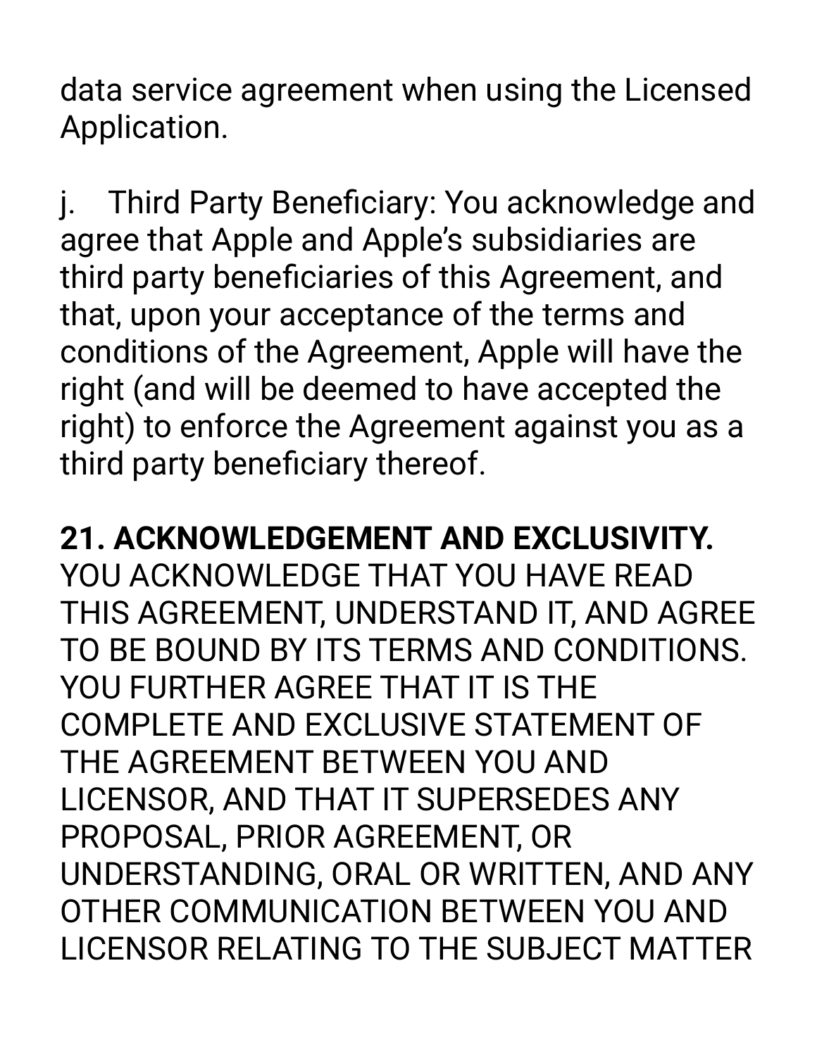data service agreement when using the Licensed Application.

j. Third Party Beneficiary: You acknowledge and agree that Apple and Apple's subsidiaries are third party beneficiaries of this Agreement, and that, upon your acceptance of the terms and conditions of the Agreement, Apple will have the right (and will be deemed to have accepted the right) to enforce the Agreement against you as a third party beneficiary thereof.

**21. ACKNOWLEDGEMENT AND EXCLUSIVITY.**
YOU ACKNOWLEDGE THAT YOU HAVE READ THIS AGREEMENT, UNDERSTAND IT, AND AGREE TO BE BOUND BY ITS TERMS AND CONDITIONS. YOU FURTHER AGREE THAT IT IS THE COMPLETE AND EXCLUSIVE STATEMENT OF THE AGREEMENT BETWEEN YOU AND LICENSOR, AND THAT IT SUPERSEDES ANY PROPOSAL, PRIOR AGREEMENT, OR UNDERSTANDING, ORAL OR WRITTEN, AND ANY OTHER COMMUNICATION BETWEEN YOU AND LICENSOR RELATING TO THE SUBJECT MATTER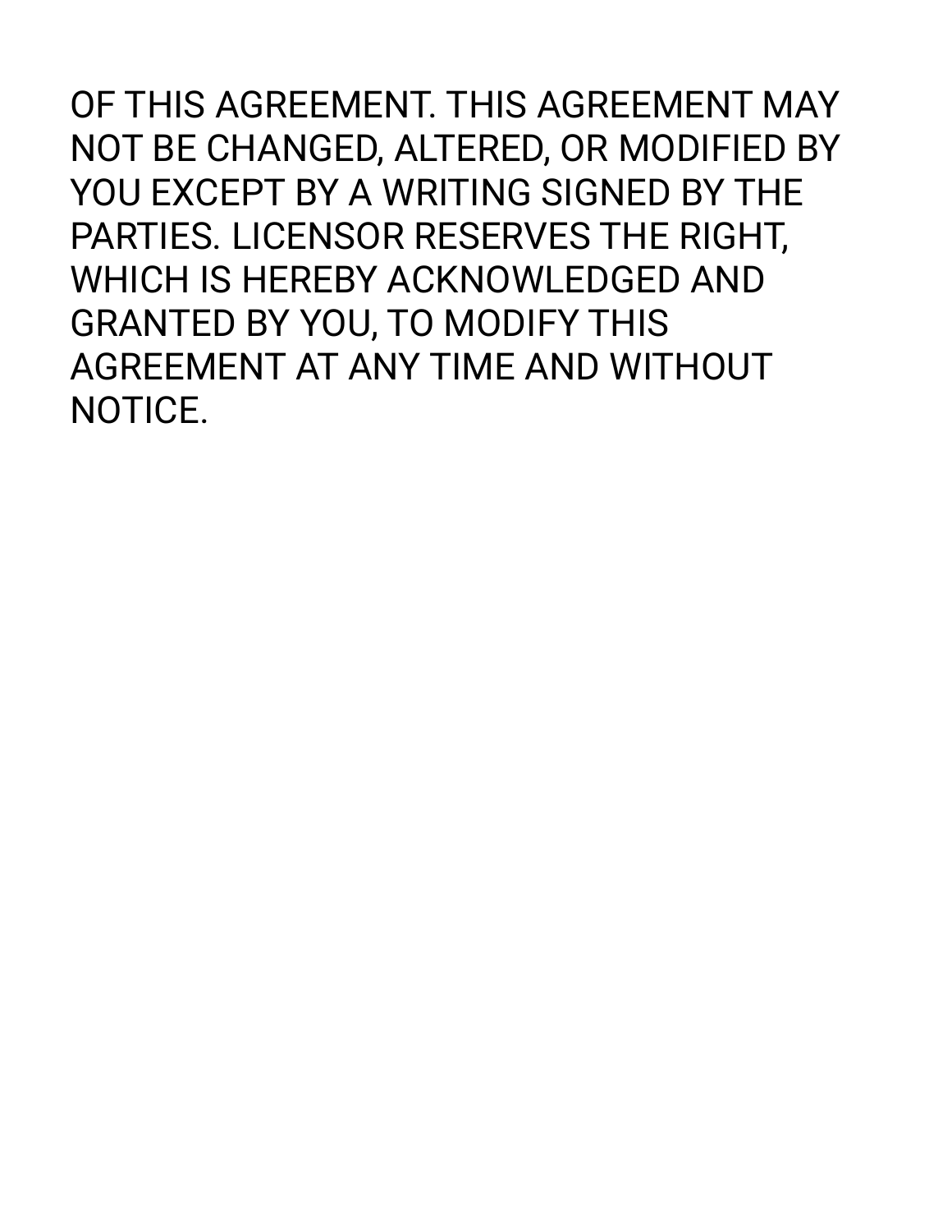OF THIS AGREEMENT. THIS AGREEMENT MAY NOT BE CHANGED, ALTERED, OR MODIFIED BY YOU EXCEPT BY A WRITING SIGNED BY THE PARTIES. LICENSOR RESERVES THE RIGHT, WHICH IS HEREBY ACKNOWLEDGED AND GRANTED BY YOU, TO MODIFY THIS AGREEMENT AT ANY TIME AND WITHOUT NOTICE.